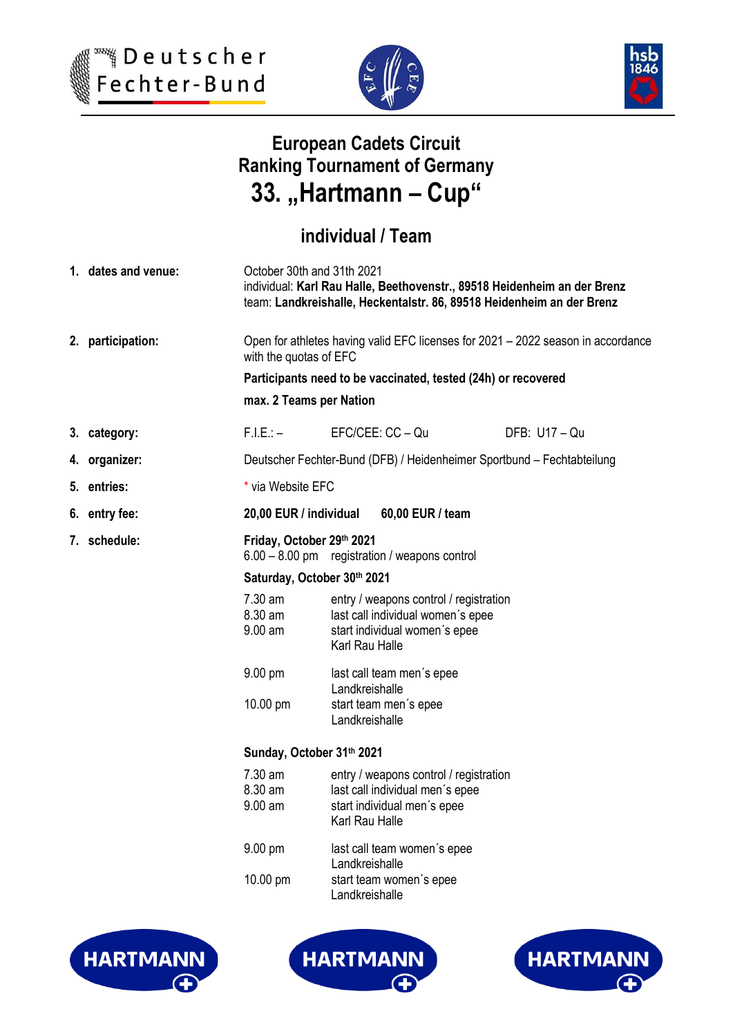Deutscher Fechter-Bund

# European Cadets Circuit
# Ranking Tournament of Germany
# 33. „Hartmann – Cup"

## individual / Team

**1. dates and venue:**

October 30th and 31th 2021
individual: **Karl Rau Halle, Beethovenstr., 89518 Heidenheim an der Brenz**
team: **Landkreishalle, Heckentalstr. 86, 89518 Heidenheim an der Brenz**

**2. participation:**

Open for athletes having valid EFC licenses for 2021 – 2022 season in accordance with the quotas of EFC

**Participants need to be vaccinated, tested (24h) or recovered**

**max. 2 Teams per Nation**

**3. category:** F.I.E.: – EFC/CEE: CC – Qu DFB: U17 – Qu

**4. organizer:** Deutscher Fechter-Bund (DFB) / Heidenheimer Sportbund – Fechtabteilung

**5. entries:** * via Website EFC

**6. entry fee:** **20,00 EUR / individual** **60,00 EUR / team**

**7. schedule:**

**Friday, October 29th 2021**

6.00 – 8.00 pm registration / weapons control

**Saturday, October 30th 2021**

| | |
|---|---|
| 7.30 am | entry / weapons control / registration |
| 8.30 am | last call individual women´s epee |
| 9.00 am | start individual women´s epee<br>Karl Rau Halle |
| 9.00 pm | last call team men´s epee<br>Landkreishalle |
| 10.00 pm | start team men´s epee<br>Landkreishalle |

**Sunday, October 31th 2021**

| | |
|---|---|
| 7.30 am | entry / weapons control / registration |
| 8.30 am | last call individual men´s epee |
| 9.00 am | start individual men´s epee<br>Karl Rau Halle |
| 9.00 pm | last call team women´s epee<br>Landkreishalle |
| 10.00 pm | start team women´s epee<br>Landkreishalle |

HARTMANN HARTMANN HARTMANN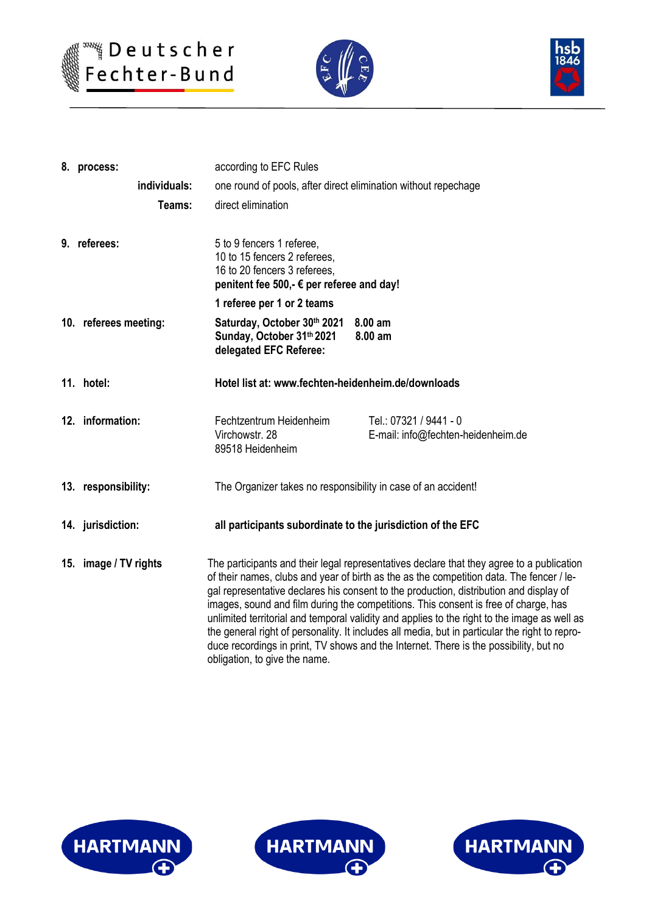**8. process:** according to EFC Rules

**individuals:** one round of pools, after direct elimination without repechage

**Teams:** direct elimination

**9. referees:**
5 to 9 fencers 1 referee,
10 to 15 fencers 2 referees,
16 to 20 fencers 3 referees,
**penitent fee 500,- € per referee and day!**

**1 referee per 1 or 2 teams**

**10. referees meeting:**
**Saturday, October 30th 2021 8.00 am**
**Sunday, October 31th 2021 8.00 am**
**delegated EFC Referee:**

**11. hotel:** **Hotel list at: www.fechten-heidenheim.de/downloads**

**12. information:**
Fechtzentrum Heidenheim
Virchowstr. 28
89518 Heidenheim

Tel.: 07321 / 9441 - 0
E-mail: info@fechten-heidenheim.de

**13. responsibility:** The Organizer takes no responsibility in case of an accident!

**14. jurisdiction:** **all participants subordinate to the jurisdiction of the EFC**

**15. image / TV rights**

The participants and their legal representatives declare that they agree to a publication of their names, clubs and year of birth as the as the competition data. The fencer / legal representative declares his consent to the production, distribution and display of images, sound and film during the competitions. This consent is free of charge, has unlimited territorial and temporal validity and applies to the right to the image as well as the general right of personality. It includes all media, but in particular the right to reproduce recordings in print, TV shows and the Internet. There is the possibility, but no obligation, to give the name.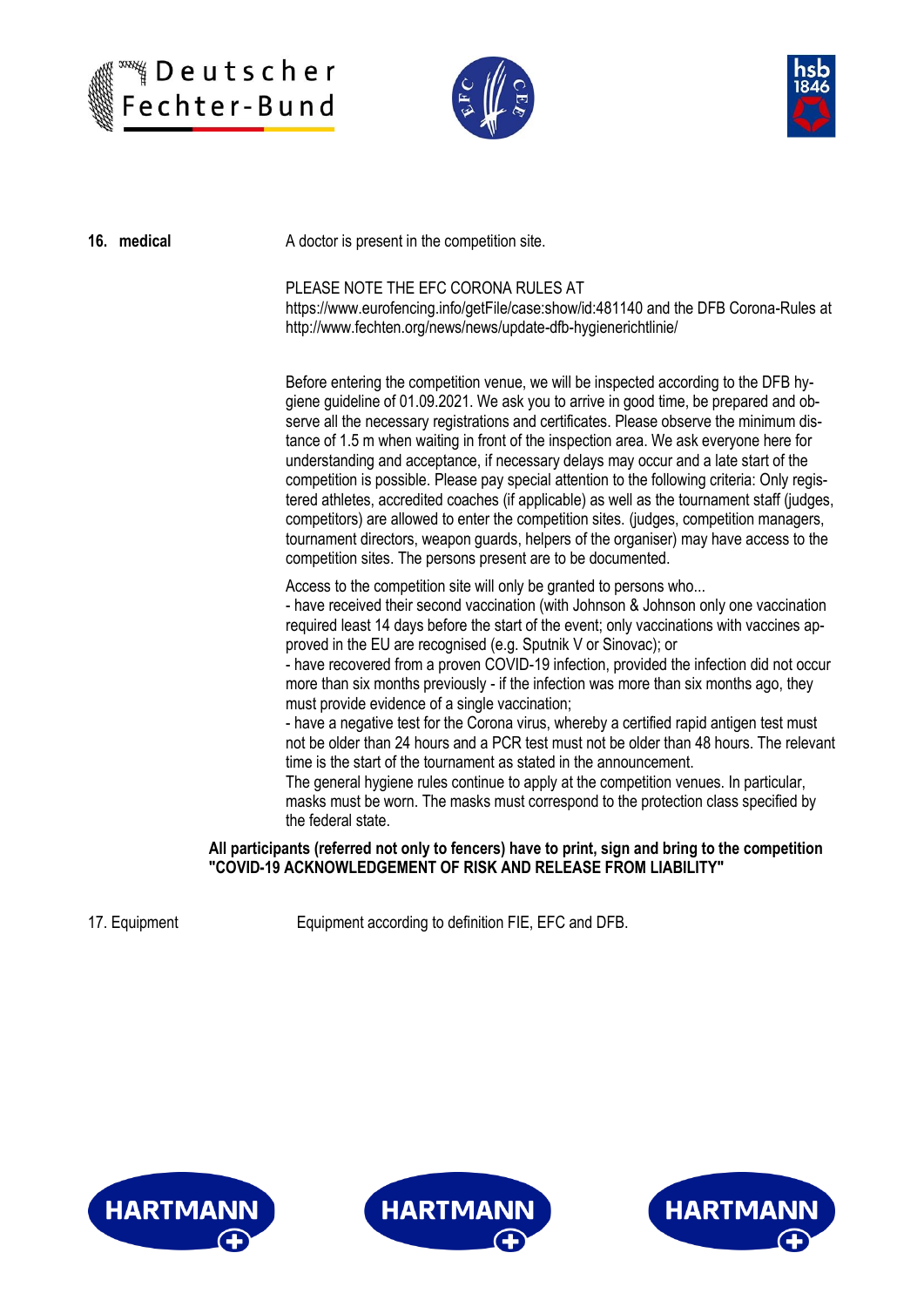**16. medical**

A doctor is present in the competition site.

PLEASE NOTE THE EFC CORONA RULES AT
https://www.eurofencing.info/getFile/case:show/id:481140 and the DFB Corona-Rules at
http://www.fechten.org/news/news/update-dfb-hygienerichtlinie/

Before entering the competition venue, we will be inspected according to the DFB hygiene guideline of 01.09.2021. We ask you to arrive in good time, be prepared and observe all the necessary registrations and certificates. Please observe the minimum distance of 1.5 m when waiting in front of the inspection area. We ask everyone here for understanding and acceptance, if necessary delays may occur and a late start of the competition is possible. Please pay special attention to the following criteria: Only registered athletes, accredited coaches (if applicable) as well as the tournament staff (judges, competitors) are allowed to enter the competition sites. (judges, competition managers, tournament directors, weapon guards, helpers of the organiser) may have access to the competition sites. The persons present are to be documented.

Access to the competition site will only be granted to persons who...
- have received their second vaccination (with Johnson & Johnson only one vaccination required least 14 days before the start of the event; only vaccinations with vaccines approved in the EU are recognised (e.g. Sputnik V or Sinovac); or
- have recovered from a proven COVID-19 infection, provided the infection did not occur more than six months previously - if the infection was more than six months ago, they must provide evidence of a single vaccination;
- have a negative test for the Corona virus, whereby a certified rapid antigen test must not be older than 24 hours and a PCR test must not be older than 48 hours. The relevant time is the start of the tournament as stated in the announcement.

The general hygiene rules continue to apply at the competition venues. In particular, masks must be worn. The masks must correspond to the protection class specified by the federal state.

**All participants (referred not only to fencers) have to print, sign and bring to the competition "COVID-19 ACKNOWLEDGEMENT OF RISK AND RELEASE FROM LIABILITY"**

17. Equipment

Equipment according to definition FIE, EFC and DFB.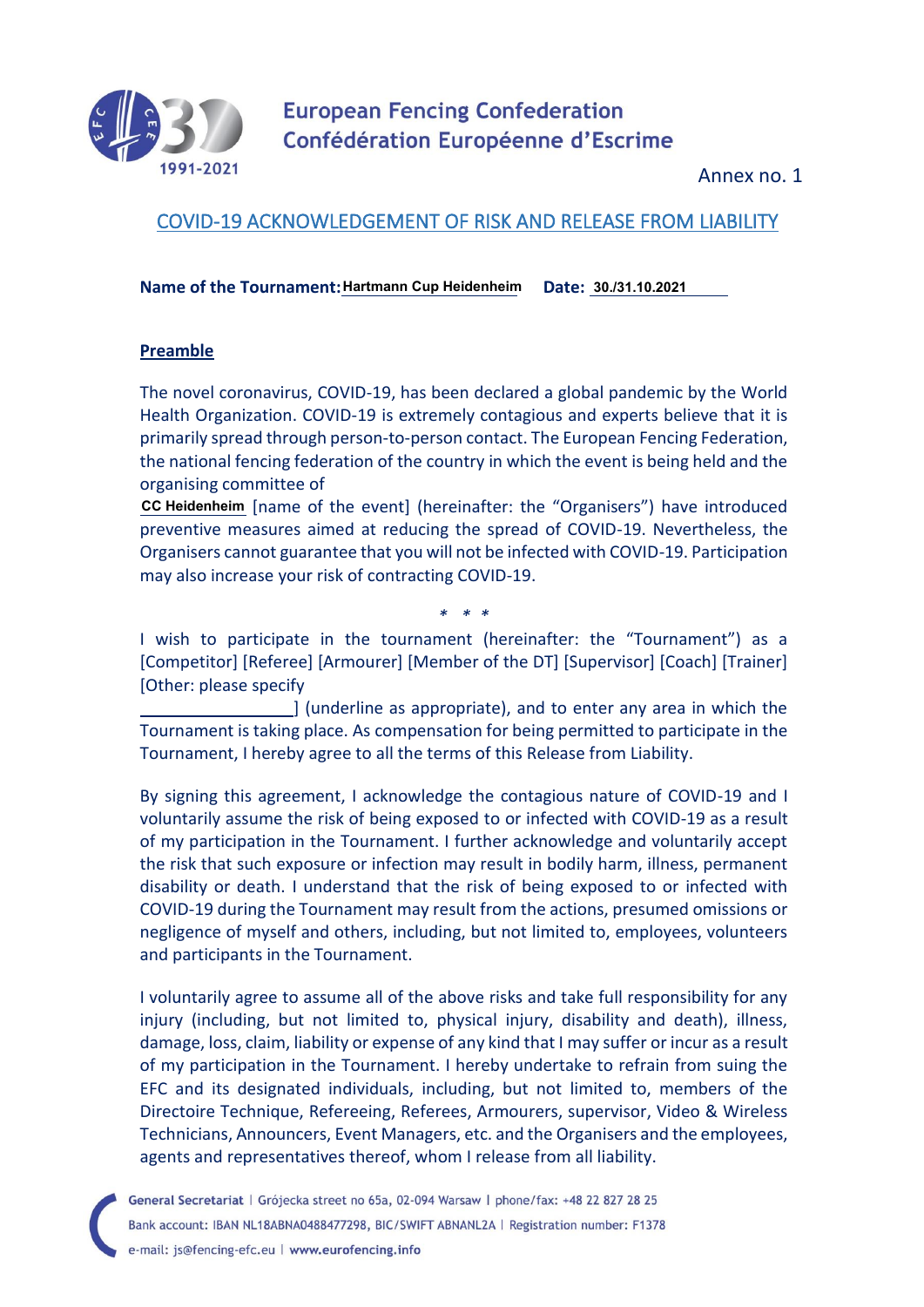European Fencing Confederation
Confédération Européenne d'Escrime

Annex no. 1

## COVID-19 ACKNOWLEDGEMENT OF RISK AND RELEASE FROM LIABILITY

**Name of the Tournament:** Hartmann Cup Heidenheim **Date:** 30./31.10.2021

### Preamble

The novel coronavirus, COVID-19, has been declared a global pandemic by the World Health Organization. COVID-19 is extremely contagious and experts believe that it is primarily spread through person-to-person contact. The European Fencing Federation, the national fencing federation of the country in which the event is being held and the organising committee of CC Heidenheim [name of the event] (hereinafter: the "Organisers") have introduced preventive measures aimed at reducing the spread of COVID-19. Nevertheless, the Organisers cannot guarantee that you will not be infected with COVID-19. Participation may also increase your risk of contracting COVID-19.

\* \* \*

I wish to participate in the tournament (hereinafter: the "Tournament") as a [Competitor] [Referee] [Armourer] [Member of the DT] [Supervisor] [Coach] [Trainer] [Other: please specify ________________] (underline as appropriate), and to enter any area in which the Tournament is taking place. As compensation for being permitted to participate in the Tournament, I hereby agree to all the terms of this Release from Liability.

By signing this agreement, I acknowledge the contagious nature of COVID-19 and I voluntarily assume the risk of being exposed to or infected with COVID-19 as a result of my participation in the Tournament. I further acknowledge and voluntarily accept the risk that such exposure or infection may result in bodily harm, illness, permanent disability or death. I understand that the risk of being exposed to or infected with COVID-19 during the Tournament may result from the actions, presumed omissions or negligence of myself and others, including, but not limited to, employees, volunteers and participants in the Tournament.

I voluntarily agree to assume all of the above risks and take full responsibility for any injury (including, but not limited to, physical injury, disability and death), illness, damage, loss, claim, liability or expense of any kind that I may suffer or incur as a result of my participation in the Tournament. I hereby undertake to refrain from suing the EFC and its designated individuals, including, but not limited to, members of the Directoire Technique, Refereeing, Referees, Armourers, supervisor, Video & Wireless Technicians, Announcers, Event Managers, etc. and the Organisers and the employees, agents and representatives thereof, whom I release from all liability.

**General Secretariat** | Grójecka street no 65a, 02-094 Warsaw | phone/fax: +48 22 827 28 25
Bank account: IBAN NL18ABNA0488477298, BIC/SWIFT ABNANL2A | Registration number: F1378
e-mail: js@fencing-efc.eu | **www.eurofencing.info**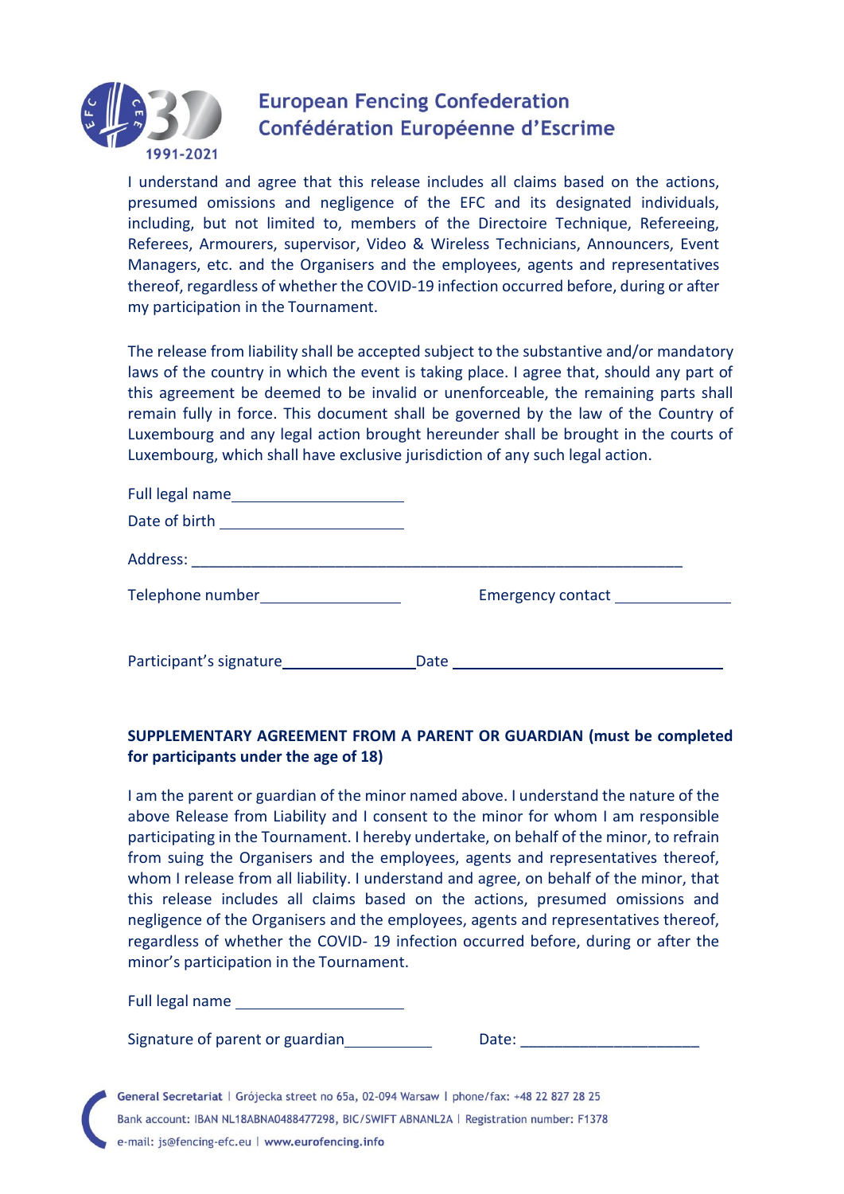I understand and agree that this release includes all claims based on the actions, presumed omissions and negligence of the EFC and its designated individuals, including, but not limited to, members of the Directoire Technique, Refereeing, Referees, Armourers, supervisor, Video & Wireless Technicians, Announcers, Event Managers, etc. and the Organisers and the employees, agents and representatives thereof, regardless of whether the COVID-19 infection occurred before, during or after my participation in the Tournament.

The release from liability shall be accepted subject to the substantive and/or mandatory laws of the country in which the event is taking place. I agree that, should any part of this agreement be deemed to be invalid or unenforceable, the remaining parts shall remain fully in force. This document shall be governed by the law of the Country of Luxembourg and any legal action brought hereunder shall be brought in the courts of Luxembourg, which shall have exclusive jurisdiction of any such legal action.

Full legal name ____________________

Date of birth ____________________

Address: ____________________________________________________________

Telephone number ________________ Emergency contact ______________

Participant's signature ________________ Date ________________________________

**SUPPLEMENTARY AGREEMENT FROM A PARENT OR GUARDIAN (must be completed for participants under the age of 18)**

I am the parent or guardian of the minor named above. I understand the nature of the above Release from Liability and I consent to the minor for whom I am responsible participating in the Tournament. I hereby undertake, on behalf of the minor, to refrain from suing the Organisers and the employees, agents and representatives thereof, whom I release from all liability. I understand and agree, on behalf of the minor, that this release includes all claims based on the actions, presumed omissions and negligence of the Organisers and the employees, agents and representatives thereof, regardless of whether the COVID- 19 infection occurred before, during or after the minor's participation in the Tournament.

Full legal name ____________________

Signature of parent or guardian __________ Date: ______________________